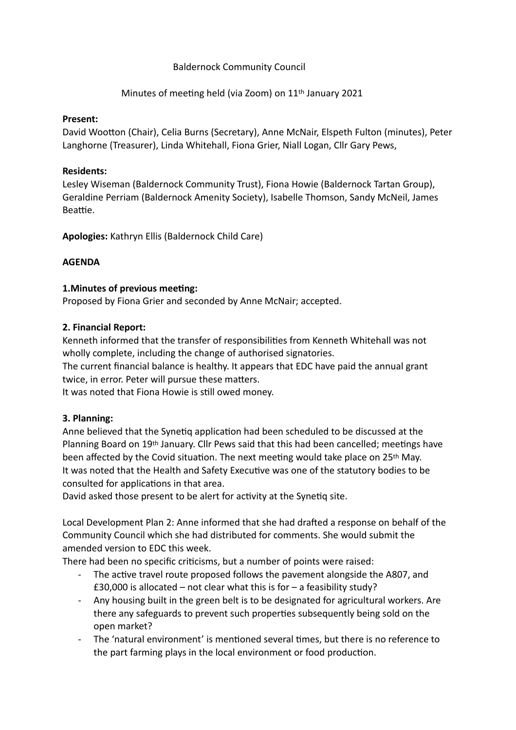Baldernock Community Council

Minutes of meeting held (via Zoom) on 11th January 2021

**Present:**
David Wootton (Chair), Celia Burns (Secretary), Anne McNair, Elspeth Fulton (minutes), Peter Langhorne (Treasurer), Linda Whitehall, Fiona Grier, Niall Logan, Cllr Gary Pews,

**Residents:**
Lesley Wiseman (Baldernock Community Trust), Fiona Howie (Baldernock Tartan Group), Geraldine Perriam (Baldernock Amenity Society), Isabelle Thomson, Sandy McNeil, James Beattie.

**Apologies:** Kathryn Ellis (Baldernock Child Care)

**AGENDA**

**1.Minutes of previous meeting:**
Proposed by Fiona Grier and seconded by Anne McNair; accepted.

**2. Financial Report:**
Kenneth informed that the transfer of responsibilities from Kenneth Whitehall was not wholly complete, including the change of authorised signatories.
The current financial balance is healthy. It appears that EDC have paid the annual grant twice, in error. Peter will pursue these matters.
It was noted that Fiona Howie is still owed money.

**3. Planning:**
Anne believed that the Synetiq application had been scheduled to be discussed at the Planning Board on 19th January. Cllr Pews said that this had been cancelled; meetings have been affected by the Covid situation. The next meeting would take place on 25th May.
It was noted that the Health and Safety Executive was one of the statutory bodies to be consulted for applications in that area.
David asked those present to be alert for activity at the Synetiq site.

Local Development Plan 2: Anne informed that she had drafted a response on behalf of the Community Council which she had distributed for comments. She would submit the amended version to EDC this week.
There had been no specific criticisms, but a number of points were raised:

- The active travel route proposed follows the pavement alongside the A807, and £30,000 is allocated – not clear what this is for – a feasibility study?
- Any housing built in the green belt is to be designated for agricultural workers. Are there any safeguards to prevent such properties subsequently being sold on the open market?
- The 'natural environment' is mentioned several times, but there is no reference to the part farming plays in the local environment or food production.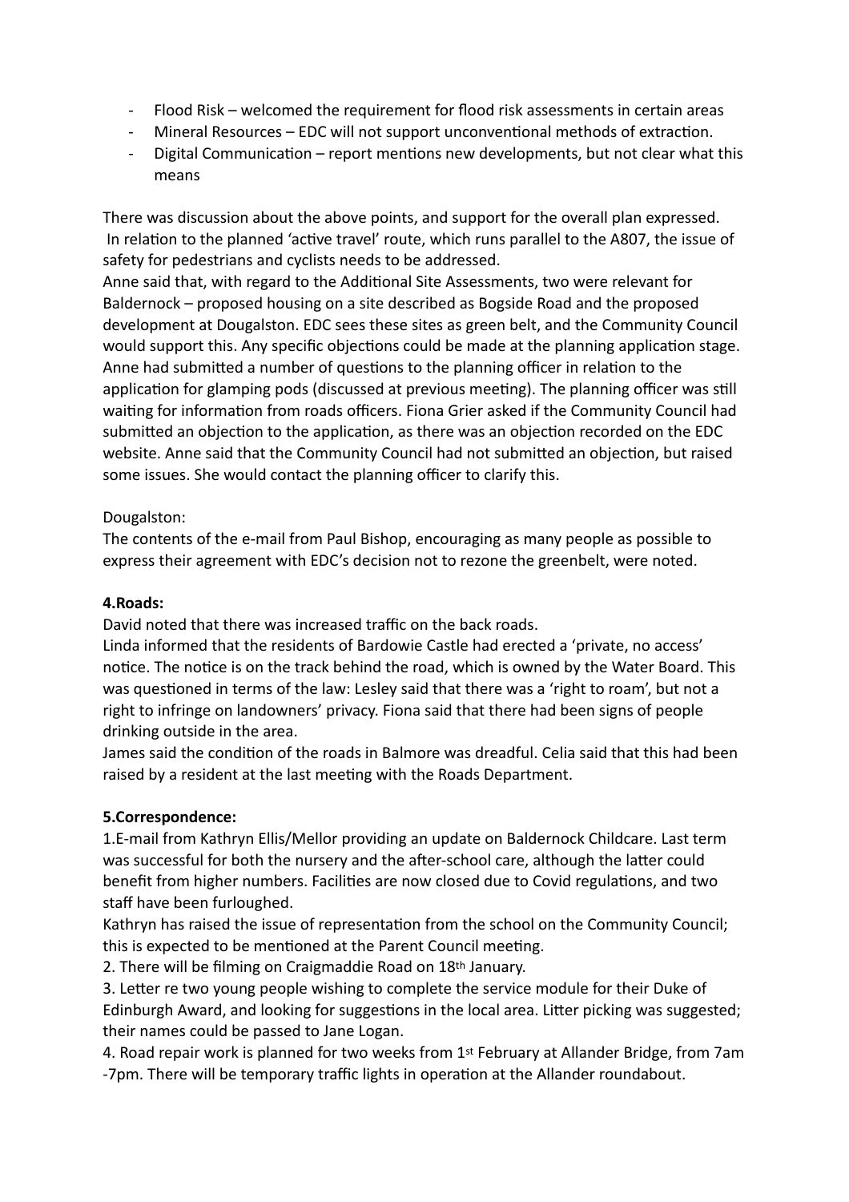- Flood Risk – welcomed the requirement for flood risk assessments in certain areas
- Mineral Resources – EDC will not support unconventional methods of extraction.
- Digital Communication – report mentions new developments, but not clear what this means

There was discussion about the above points, and support for the overall plan expressed. In relation to the planned 'active travel' route, which runs parallel to the A807, the issue of safety for pedestrians and cyclists needs to be addressed.

Anne said that, with regard to the Additional Site Assessments, two were relevant for Baldernock – proposed housing on a site described as Bogside Road and the proposed development at Dougalston. EDC sees these sites as green belt, and the Community Council would support this. Any specific objections could be made at the planning application stage.

Anne had submitted a number of questions to the planning officer in relation to the application for glamping pods (discussed at previous meeting). The planning officer was still waiting for information from roads officers. Fiona Grier asked if the Community Council had submitted an objection to the application, as there was an objection recorded on the EDC website. Anne said that the Community Council had not submitted an objection, but raised some issues. She would contact the planning officer to clarify this.

Dougalston:

The contents of the e-mail from Paul Bishop, encouraging as many people as possible to express their agreement with EDC's decision not to rezone the greenbelt, were noted.

**4.Roads:**

David noted that there was increased traffic on the back roads.

Linda informed that the residents of Bardowie Castle had erected a 'private, no access' notice. The notice is on the track behind the road, which is owned by the Water Board. This was questioned in terms of the law: Lesley said that there was a 'right to roam', but not a right to infringe on landowners' privacy. Fiona said that there had been signs of people drinking outside in the area.

James said the condition of the roads in Balmore was dreadful. Celia said that this had been raised by a resident at the last meeting with the Roads Department.

**5.Correspondence:**

1.E-mail from Kathryn Ellis/Mellor providing an update on Baldernock Childcare. Last term was successful for both the nursery and the after-school care, although the latter could benefit from higher numbers. Facilities are now closed due to Covid regulations, and two staff have been furloughed.

Kathryn has raised the issue of representation from the school on the Community Council; this is expected to be mentioned at the Parent Council meeting.

2. There will be filming on Craigmaddie Road on 18th January.

3. Letter re two young people wishing to complete the service module for their Duke of Edinburgh Award, and looking for suggestions in the local area. Litter picking was suggested; their names could be passed to Jane Logan.

4. Road repair work is planned for two weeks from 1st February at Allander Bridge, from 7am -7pm. There will be temporary traffic lights in operation at the Allander roundabout.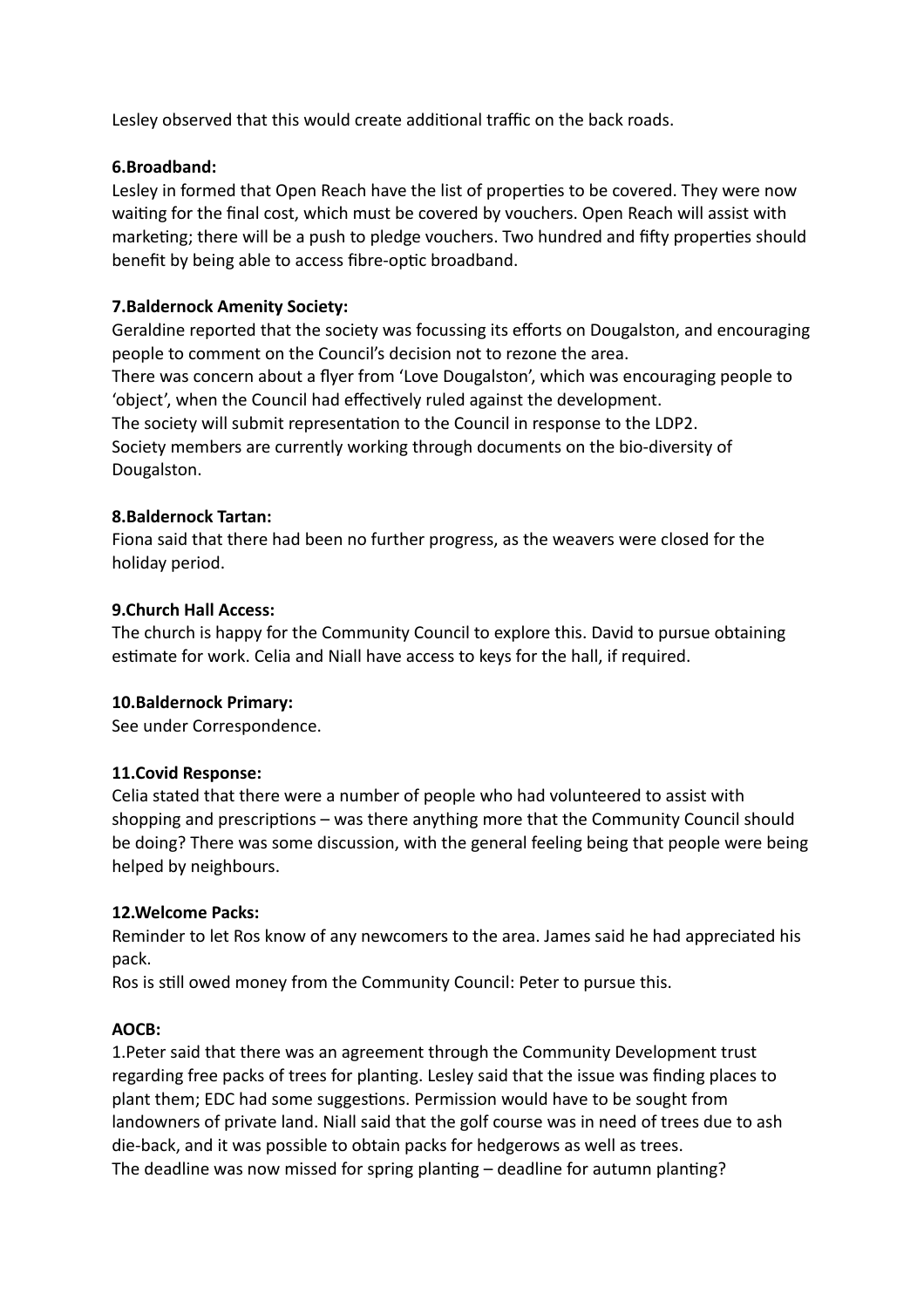Lesley observed that this would create additional traffic on the back roads.

**6.Broadband:**

Lesley in formed that Open Reach have the list of properties to be covered. They were now waiting for the final cost, which must be covered by vouchers. Open Reach will assist with marketing; there will be a push to pledge vouchers. Two hundred and fifty properties should benefit by being able to access fibre-optic broadband.

**7.Baldernock Amenity Society:**

Geraldine reported that the society was focussing its efforts on Dougalston, and encouraging people to comment on the Council's decision not to rezone the area.
There was concern about a flyer from 'Love Dougalston', which was encouraging people to 'object', when the Council had effectively ruled against the development.
The society will submit representation to the Council in response to the LDP2.
Society members are currently working through documents on the bio-diversity of Dougalston.

**8.Baldernock Tartan:**

Fiona said that there had been no further progress, as the weavers were closed for the holiday period.

**9.Church Hall Access:**

The church is happy for the Community Council to explore this. David to pursue obtaining estimate for work. Celia and Niall have access to keys for the hall, if required.

**10.Baldernock Primary:**

See under Correspondence.

**11.Covid Response:**

Celia stated that there were a number of people who had volunteered to assist with shopping and prescriptions – was there anything more that the Community Council should be doing? There was some discussion, with the general feeling being that people were being helped by neighbours.

**12.Welcome Packs:**

Reminder to let Ros know of any newcomers to the area. James said he had appreciated his pack.
Ros is still owed money from the Community Council: Peter to pursue this.

**AOCB:**

1.Peter said that there was an agreement through the Community Development trust regarding free packs of trees for planting. Lesley said that the issue was finding places to plant them; EDC had some suggestions. Permission would have to be sought from landowners of private land. Niall said that the golf course was in need of trees due to ash die-back, and it was possible to obtain packs for hedgerows as well as trees.
The deadline was now missed for spring planting – deadline for autumn planting?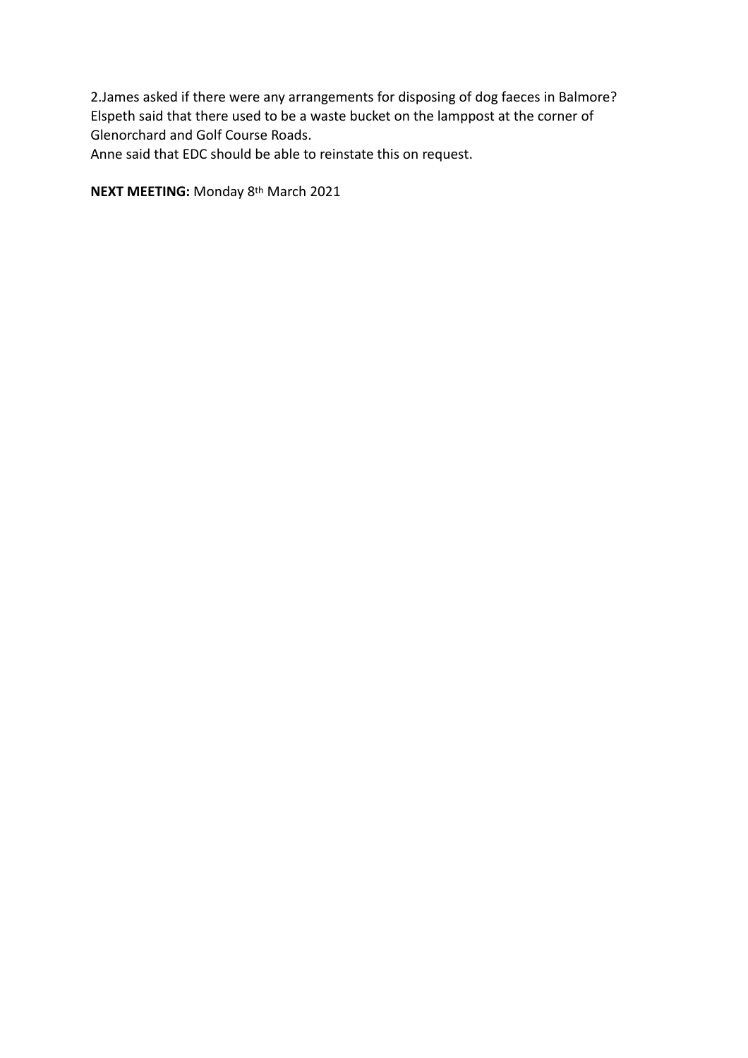2.James asked if there were any arrangements for disposing of dog faeces in Balmore? Elspeth said that there used to be a waste bucket on the lamppost at the corner of Glenorchard and Golf Course Roads.
Anne said that EDC should be able to reinstate this on request.

**NEXT MEETING:** Monday 8th March 2021